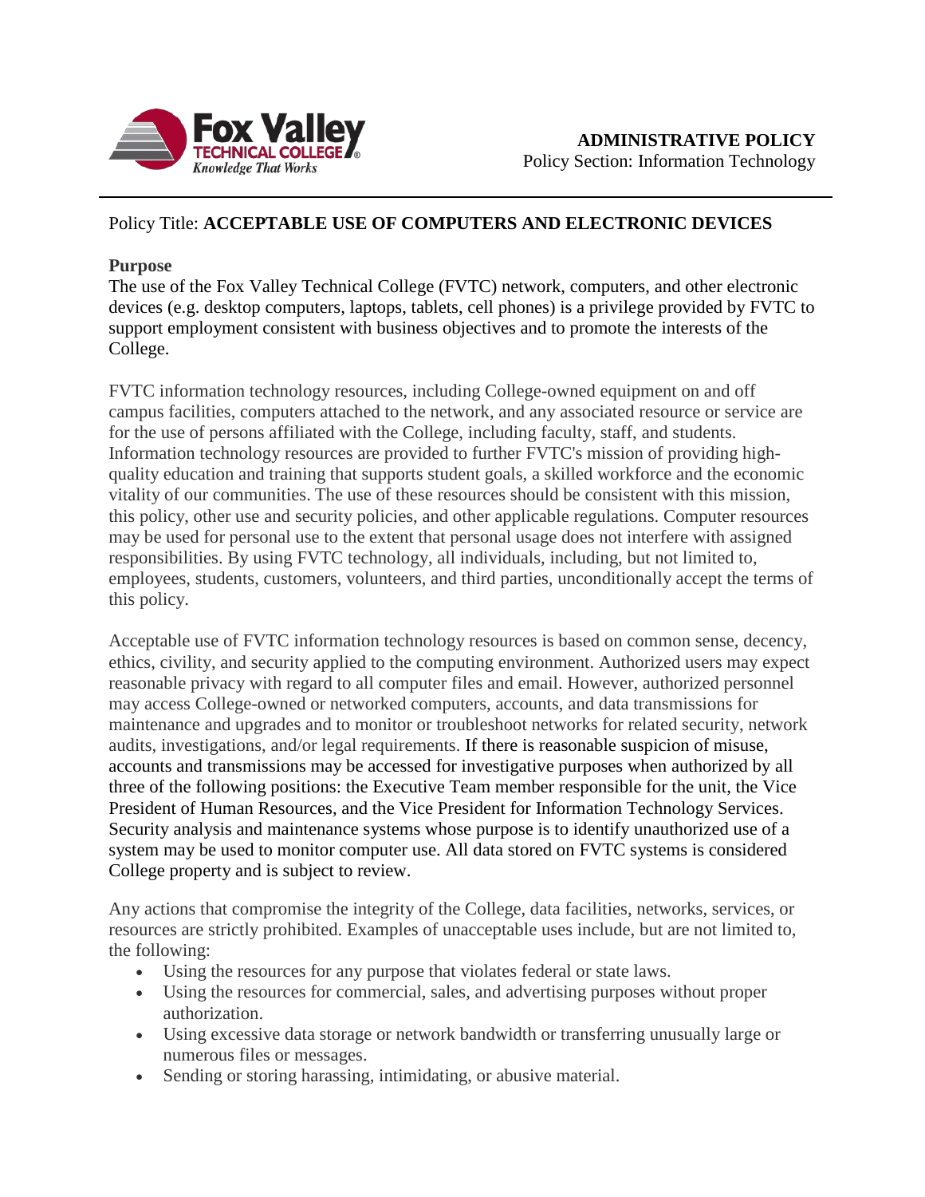**ADMINISTRATIVE POLICY**
Policy Section: Information Technology

Policy Title: **ACCEPTABLE USE OF COMPUTERS AND ELECTRONIC DEVICES**

**Purpose**

The use of the Fox Valley Technical College (FVTC) network, computers, and other electronic devices (e.g. desktop computers, laptops, tablets, cell phones) is a privilege provided by FVTC to support employment consistent with business objectives and to promote the interests of the College.

FVTC information technology resources, including College-owned equipment on and off campus facilities, computers attached to the network, and any associated resource or service are for the use of persons affiliated with the College, including faculty, staff, and students. Information technology resources are provided to further FVTC's mission of providing high-quality education and training that supports student goals, a skilled workforce and the economic vitality of our communities. The use of these resources should be consistent with this mission, this policy, other use and security policies, and other applicable regulations. Computer resources may be used for personal use to the extent that personal usage does not interfere with assigned responsibilities. By using FVTC technology, all individuals, including, but not limited to, employees, students, customers, volunteers, and third parties, unconditionally accept the terms of this policy.

Acceptable use of FVTC information technology resources is based on common sense, decency, ethics, civility, and security applied to the computing environment. Authorized users may expect reasonable privacy with regard to all computer files and email. However, authorized personnel may access College-owned or networked computers, accounts, and data transmissions for maintenance and upgrades and to monitor or troubleshoot networks for related security, network audits, investigations, and/or legal requirements. If there is reasonable suspicion of misuse, accounts and transmissions may be accessed for investigative purposes when authorized by all three of the following positions: the Executive Team member responsible for the unit, the Vice President of Human Resources, and the Vice President for Information Technology Services. Security analysis and maintenance systems whose purpose is to identify unauthorized use of a system may be used to monitor computer use. All data stored on FVTC systems is considered College property and is subject to review.

Any actions that compromise the integrity of the College, data facilities, networks, services, or resources are strictly prohibited. Examples of unacceptable uses include, but are not limited to, the following:

- Using the resources for any purpose that violates federal or state laws.
- Using the resources for commercial, sales, and advertising purposes without proper authorization.
- Using excessive data storage or network bandwidth or transferring unusually large or numerous files or messages.
- Sending or storing harassing, intimidating, or abusive material.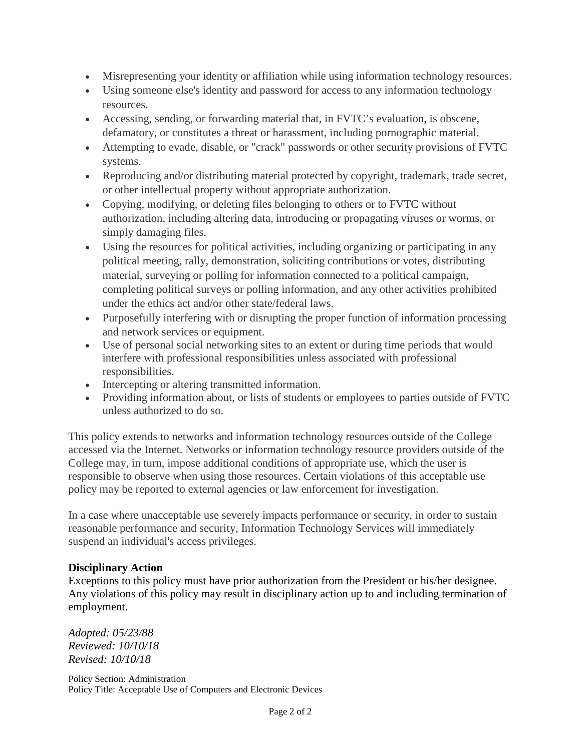- Misrepresenting your identity or affiliation while using information technology resources.
- Using someone else's identity and password for access to any information technology resources.
- Accessing, sending, or forwarding material that, in FVTC's evaluation, is obscene, defamatory, or constitutes a threat or harassment, including pornographic material.
- Attempting to evade, disable, or "crack" passwords or other security provisions of FVTC systems.
- Reproducing and/or distributing material protected by copyright, trademark, trade secret, or other intellectual property without appropriate authorization.
- Copying, modifying, or deleting files belonging to others or to FVTC without authorization, including altering data, introducing or propagating viruses or worms, or simply damaging files.
- Using the resources for political activities, including organizing or participating in any political meeting, rally, demonstration, soliciting contributions or votes, distributing material, surveying or polling for information connected to a political campaign, completing political surveys or polling information, and any other activities prohibited under the ethics act and/or other state/federal laws.
- Purposefully interfering with or disrupting the proper function of information processing and network services or equipment.
- Use of personal social networking sites to an extent or during time periods that would interfere with professional responsibilities unless associated with professional responsibilities.
- Intercepting or altering transmitted information.
- Providing information about, or lists of students or employees to parties outside of FVTC unless authorized to do so.

This policy extends to networks and information technology resources outside of the College accessed via the Internet. Networks or information technology resource providers outside of the College may, in turn, impose additional conditions of appropriate use, which the user is responsible to observe when using those resources. Certain violations of this acceptable use policy may be reported to external agencies or law enforcement for investigation.

In a case where unacceptable use severely impacts performance or security, in order to sustain reasonable performance and security, Information Technology Services will immediately suspend an individual's access privileges.

**Disciplinary Action**

Exceptions to this policy must have prior authorization from the President or his/her designee. Any violations of this policy may result in disciplinary action up to and including termination of employment.

*Adopted: 05/23/88*
*Reviewed: 10/10/18*
*Revised: 10/10/18*

Policy Section: Administration
Policy Title: Acceptable Use of Computers and Electronic Devices